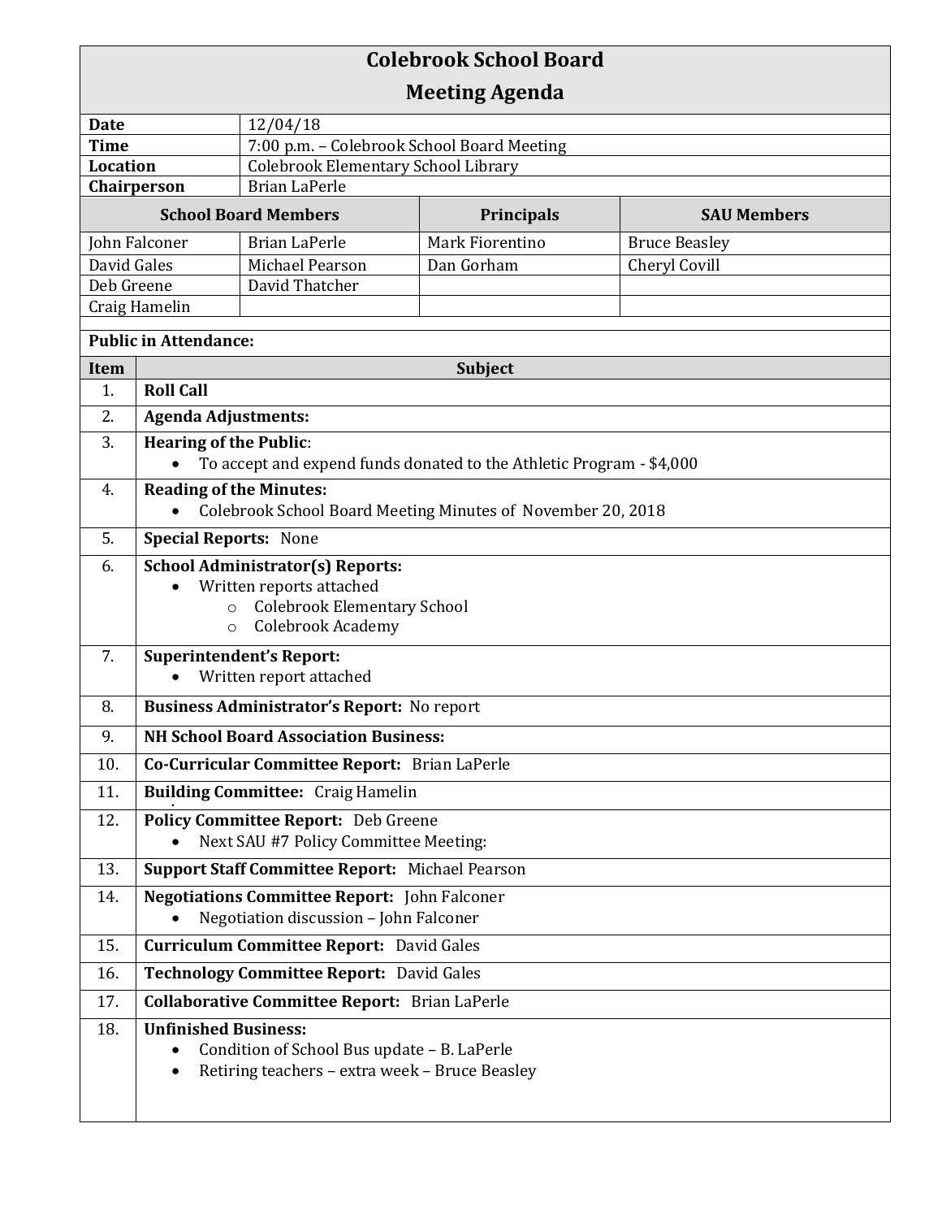# Colebrook School Board
## Meeting Agenda

| | |
|---|---|
| **Date** | 12/04/18 |
| **Time** | 7:00 p.m. – Colebrook School Board Meeting |
| **Location** | Colebrook Elementary School Library |
| **Chairperson** | Brian LaPerle |

| **School Board Members** | | **Principals** | **SAU Members** |
|---|---|---|---|
| John Falconer | Brian LaPerle | Mark Fiorentino | Bruce Beasley |
| David Gales | Michael Pearson | Dan Gorham | Cheryl Covill |
| Deb Greene | David Thatcher | | |
| Craig Hamelin | | | |

**Public in Attendance:**

| Item | Subject |
|---|---|
| 1. | **Roll Call** |
| 2. | **Agenda Adjustments:** |
| 3. | **Hearing of the Public**:<br>• To accept and expend funds donated to the Athletic Program - $4,000 |
| 4. | **Reading of the Minutes:**<br>• Colebrook School Board Meeting Minutes of November 20, 2018 |
| 5. | **Special Reports:** None |
| 6. | **School Administrator(s) Reports:**<br>• Written reports attached<br>  ○ Colebrook Elementary School<br>  ○ Colebrook Academy |
| 7. | **Superintendent's Report:**<br>• Written report attached |
| 8. | **Business Administrator's Report:** No report |
| 9. | **NH School Board Association Business:** |
| 10. | **Co-Curricular Committee Report:** Brian LaPerle |
| 11. | **Building Committee:** Craig Hamelin |
| 12. | **Policy Committee Report:** Deb Greene<br>• Next SAU #7 Policy Committee Meeting: |
| 13. | **Support Staff Committee Report:** Michael Pearson |
| 14. | **Negotiations Committee Report:** John Falconer<br>• Negotiation discussion – John Falconer |
| 15. | **Curriculum Committee Report:** David Gales |
| 16. | **Technology Committee Report:** David Gales |
| 17. | **Collaborative Committee Report:** Brian LaPerle |
| 18. | **Unfinished Business:**<br>• Condition of School Bus update – B. LaPerle<br>• Retiring teachers – extra week – Bruce Beasley |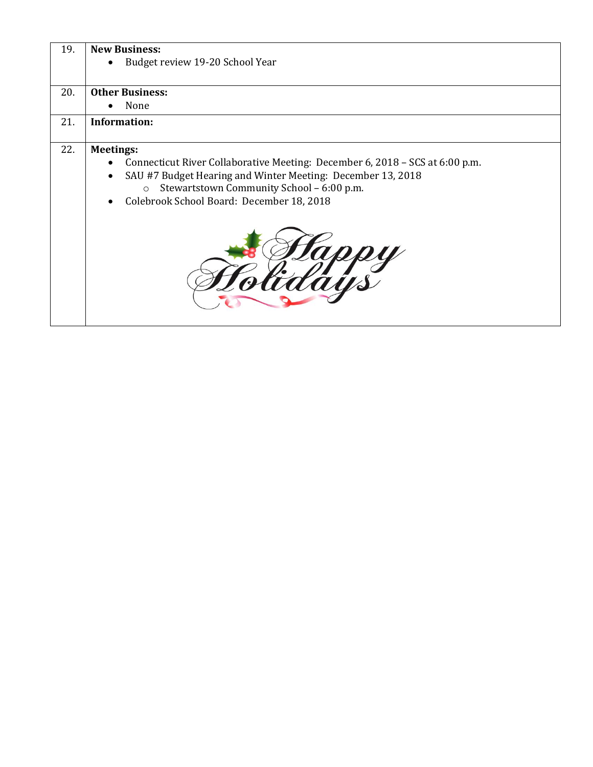| | |
|---|---|
| 19. | **New Business:**<br>• Budget review 19-20 School Year |
| 20. | **Other Business:**<br>• None |
| 21. | **Information:** |
| 22. | **Meetings:**<br>• Connecticut River Collaborative Meeting: December 6, 2018 – SCS at 6:00 p.m.<br>• SAU #7 Budget Hearing and Winter Meeting: December 13, 2018<br>  ○ Stewartstown Community School – 6:00 p.m.<br>• Colebrook School Board: December 18, 2018<br><br>*Happy Holidays* |